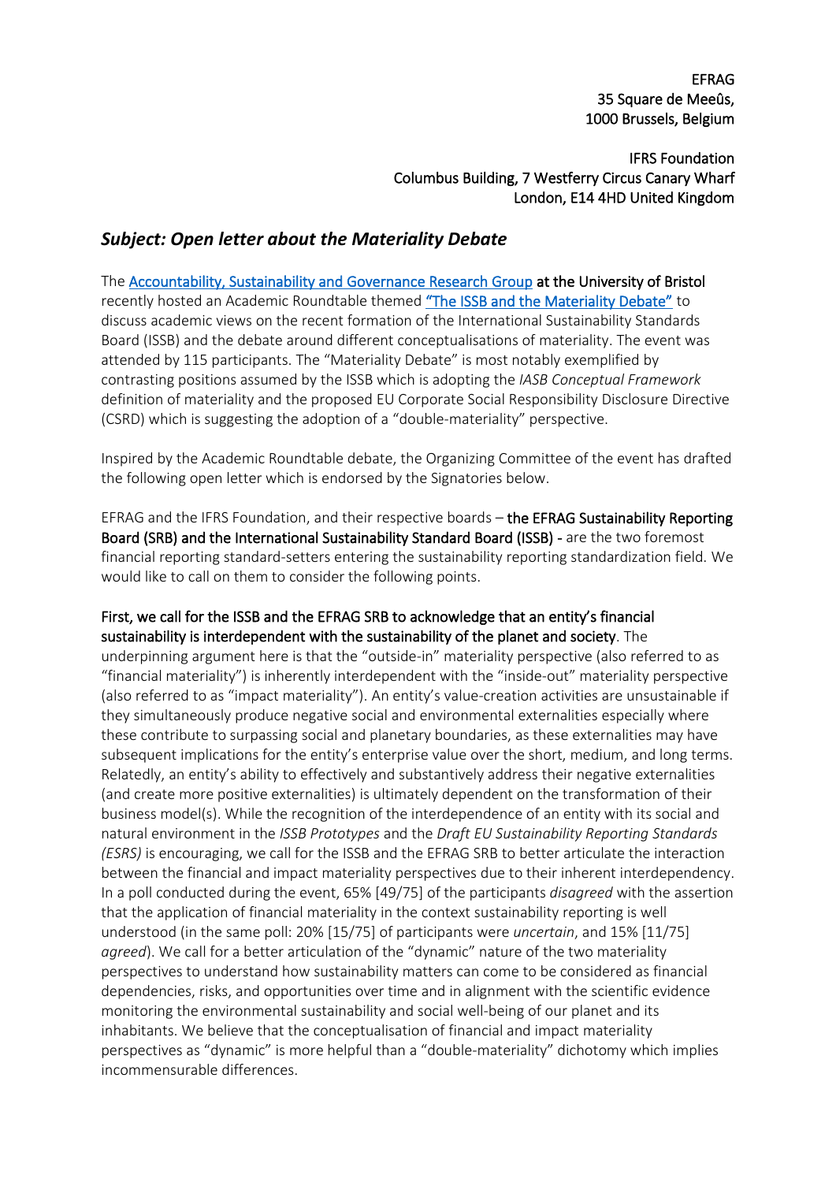EFRAG
35 Square de Meeûs,
1000 Brussels, Belgium

IFRS Foundation
Columbus Building, 7 Westferry Circus Canary Wharf
London, E14 4HD United Kingdom

## *Subject: Open letter about the Materiality Debate*

The Accountability, Sustainability and Governance Research Group at the University of Bristol recently hosted an Academic Roundtable themed "The ISSB and the Materiality Debate" to discuss academic views on the recent formation of the International Sustainability Standards Board (ISSB) and the debate around different conceptualisations of materiality. The event was attended by 115 participants. The "Materiality Debate" is most notably exemplified by contrasting positions assumed by the ISSB which is adopting the *IASB Conceptual Framework* definition of materiality and the proposed EU Corporate Social Responsibility Disclosure Directive (CSRD) which is suggesting the adoption of a "double-materiality" perspective.

Inspired by the Academic Roundtable debate, the Organizing Committee of the event has drafted the following open letter which is endorsed by the Signatories below.

EFRAG and the IFRS Foundation, and their respective boards – the EFRAG Sustainability Reporting Board (SRB) and the International Sustainability Standard Board (ISSB) - are the two foremost financial reporting standard-setters entering the sustainability reporting standardization field. We would like to call on them to consider the following points.

First, we call for the ISSB and the EFRAG SRB to acknowledge that an entity's financial sustainability is interdependent with the sustainability of the planet and society. The underpinning argument here is that the "outside-in" materiality perspective (also referred to as "financial materiality") is inherently interdependent with the "inside-out" materiality perspective (also referred to as "impact materiality"). An entity's value-creation activities are unsustainable if they simultaneously produce negative social and environmental externalities especially where these contribute to surpassing social and planetary boundaries, as these externalities may have subsequent implications for the entity's enterprise value over the short, medium, and long terms. Relatedly, an entity's ability to effectively and substantively address their negative externalities (and create more positive externalities) is ultimately dependent on the transformation of their business model(s). While the recognition of the interdependence of an entity with its social and natural environment in the *ISSB Prototypes* and the *Draft EU Sustainability Reporting Standards (ESRS)* is encouraging, we call for the ISSB and the EFRAG SRB to better articulate the interaction between the financial and impact materiality perspectives due to their inherent interdependency. In a poll conducted during the event, 65% [49/75] of the participants *disagreed* with the assertion that the application of financial materiality in the context sustainability reporting is well understood (in the same poll: 20% [15/75] of participants were *uncertain*, and 15% [11/75] *agreed*). We call for a better articulation of the "dynamic" nature of the two materiality perspectives to understand how sustainability matters can come to be considered as financial dependencies, risks, and opportunities over time and in alignment with the scientific evidence monitoring the environmental sustainability and social well-being of our planet and its inhabitants. We believe that the conceptualisation of financial and impact materiality perspectives as "dynamic" is more helpful than a "double-materiality" dichotomy which implies incommensurable differences.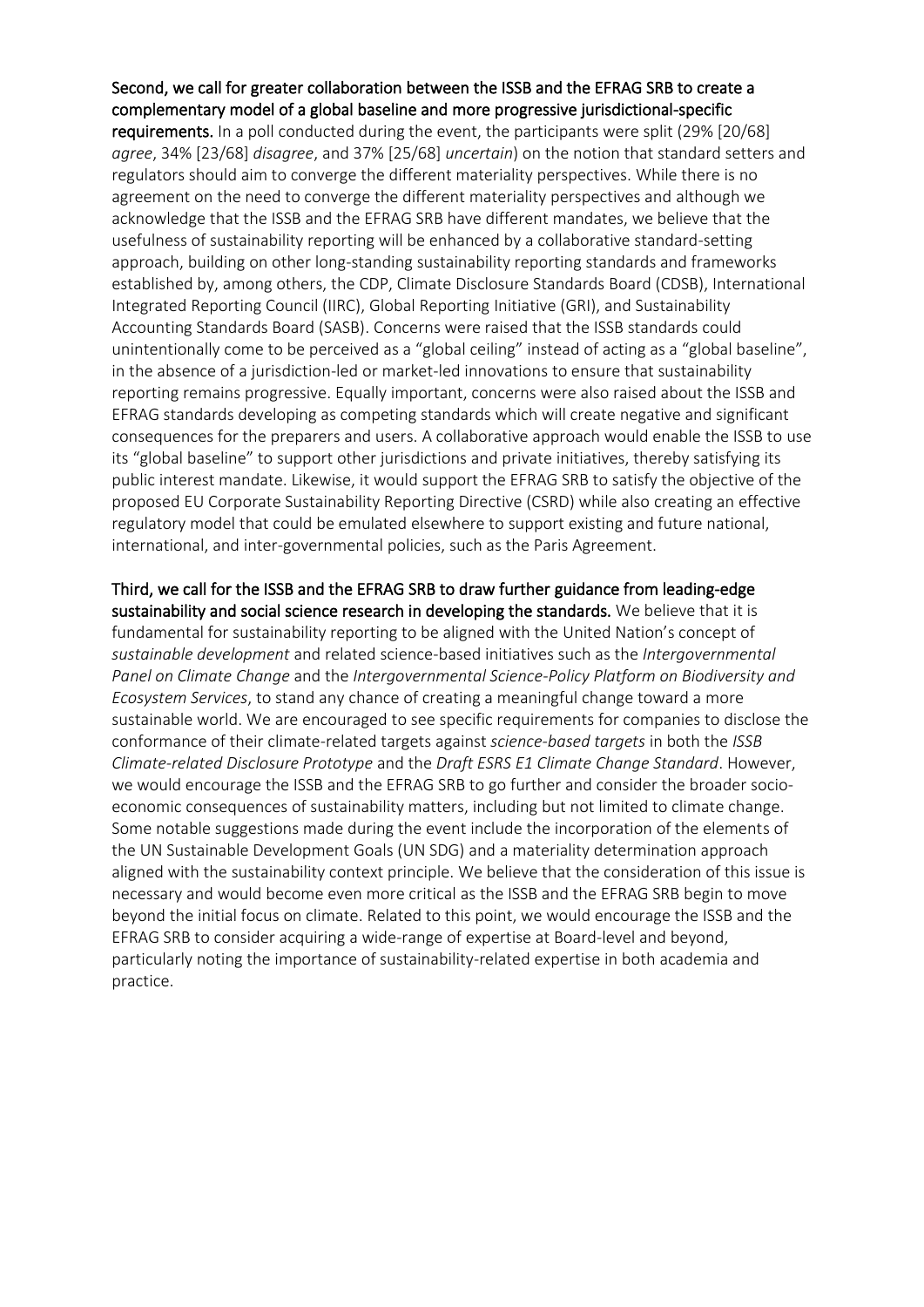**Second, we call for greater collaboration between the ISSB and the EFRAG SRB to create a complementary model of a global baseline and more progressive jurisdictional-specific requirements.** In a poll conducted during the event, the participants were split (29% [20/68] *agree*, 34% [23/68] *disagree*, and 37% [25/68] *uncertain*) on the notion that standard setters and regulators should aim to converge the different materiality perspectives. While there is no agreement on the need to converge the different materiality perspectives and although we acknowledge that the ISSB and the EFRAG SRB have different mandates, we believe that the usefulness of sustainability reporting will be enhanced by a collaborative standard-setting approach, building on other long-standing sustainability reporting standards and frameworks established by, among others, the CDP, Climate Disclosure Standards Board (CDSB), International Integrated Reporting Council (IIRC), Global Reporting Initiative (GRI), and Sustainability Accounting Standards Board (SASB). Concerns were raised that the ISSB standards could unintentionally come to be perceived as a "global ceiling" instead of acting as a "global baseline", in the absence of a jurisdiction-led or market-led innovations to ensure that sustainability reporting remains progressive. Equally important, concerns were also raised about the ISSB and EFRAG standards developing as competing standards which will create negative and significant consequences for the preparers and users. A collaborative approach would enable the ISSB to use its "global baseline" to support other jurisdictions and private initiatives, thereby satisfying its public interest mandate. Likewise, it would support the EFRAG SRB to satisfy the objective of the proposed EU Corporate Sustainability Reporting Directive (CSRD) while also creating an effective regulatory model that could be emulated elsewhere to support existing and future national, international, and inter-governmental policies, such as the Paris Agreement.

**Third, we call for the ISSB and the EFRAG SRB to draw further guidance from leading-edge sustainability and social science research in developing the standards.** We believe that it is fundamental for sustainability reporting to be aligned with the United Nation's concept of *sustainable development* and related science-based initiatives such as the *Intergovernmental Panel on Climate Change* and the *Intergovernmental Science-Policy Platform on Biodiversity and Ecosystem Services*, to stand any chance of creating a meaningful change toward a more sustainable world. We are encouraged to see specific requirements for companies to disclose the conformance of their climate-related targets against *science-based targets* in both the *ISSB Climate-related Disclosure Prototype* and the *Draft ESRS E1 Climate Change Standard*. However, we would encourage the ISSB and the EFRAG SRB to go further and consider the broader socio-economic consequences of sustainability matters, including but not limited to climate change. Some notable suggestions made during the event include the incorporation of the elements of the UN Sustainable Development Goals (UN SDG) and a materiality determination approach aligned with the sustainability context principle. We believe that the consideration of this issue is necessary and would become even more critical as the ISSB and the EFRAG SRB begin to move beyond the initial focus on climate. Related to this point, we would encourage the ISSB and the EFRAG SRB to consider acquiring a wide-range of expertise at Board-level and beyond, particularly noting the importance of sustainability-related expertise in both academia and practice.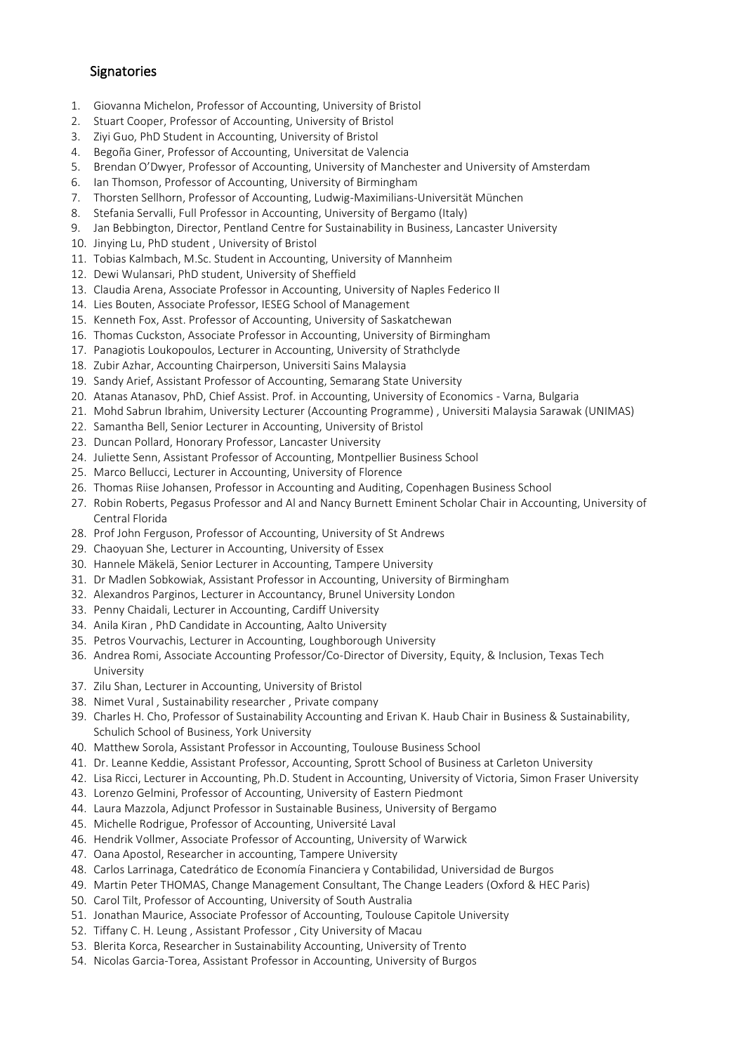## Signatories

1. Giovanna Michelon, Professor of Accounting, University of Bristol
2. Stuart Cooper, Professor of Accounting, University of Bristol
3. Ziyi Guo, PhD Student in Accounting, University of Bristol
4. Begoña Giner, Professor of Accounting, Universitat de Valencia
5. Brendan O'Dwyer, Professor of Accounting, University of Manchester and University of Amsterdam
6. Ian Thomson, Professor of Accounting, University of Birmingham
7. Thorsten Sellhorn, Professor of Accounting, Ludwig-Maximilians-Universität München
8. Stefania Servalli, Full Professor in Accounting, University of Bergamo (Italy)
9. Jan Bebbington, Director, Pentland Centre for Sustainability in Business, Lancaster University
10. Jinying Lu, PhD student , University of Bristol
11. Tobias Kalmbach, M.Sc. Student in Accounting, University of Mannheim
12. Dewi Wulansari, PhD student, University of Sheffield
13. Claudia Arena, Associate Professor in Accounting, University of Naples Federico II
14. Lies Bouten, Associate Professor, IESEG School of Management
15. Kenneth Fox, Asst. Professor of Accounting, University of Saskatchewan
16. Thomas Cuckston, Associate Professor in Accounting, University of Birmingham
17. Panagiotis Loukopoulos, Lecturer in Accounting, University of Strathclyde
18. Zubir Azhar, Accounting Chairperson, Universiti Sains Malaysia
19. Sandy Arief, Assistant Professor of Accounting, Semarang State University
20. Atanas Atanasov, PhD, Chief Assist. Prof. in Accounting, University of Economics - Varna, Bulgaria
21. Mohd Sabrun Ibrahim, University Lecturer (Accounting Programme) , Universiti Malaysia Sarawak (UNIMAS)
22. Samantha Bell, Senior Lecturer in Accounting, University of Bristol
23. Duncan Pollard, Honorary Professor, Lancaster University
24. Juliette Senn, Assistant Professor of Accounting, Montpellier Business School
25. Marco Bellucci, Lecturer in Accounting, University of Florence
26. Thomas Riise Johansen, Professor in Accounting and Auditing, Copenhagen Business School
27. Robin Roberts, Pegasus Professor and Al and Nancy Burnett Eminent Scholar Chair in Accounting, University of Central Florida
28. Prof John Ferguson, Professor of Accounting, University of St Andrews
29. Chaoyuan She, Lecturer in Accounting, University of Essex
30. Hannele Mäkelä, Senior Lecturer in Accounting, Tampere University
31. Dr Madlen Sobkowiak, Assistant Professor in Accounting, University of Birmingham
32. Alexandros Parginos, Lecturer in Accountancy, Brunel University London
33. Penny Chaidali, Lecturer in Accounting, Cardiff University
34. Anila Kiran , PhD Candidate in Accounting, Aalto University
35. Petros Vourvachis, Lecturer in Accounting, Loughborough University
36. Andrea Romi, Associate Accounting Professor/Co-Director of Diversity, Equity, & Inclusion, Texas Tech University
37. Zilu Shan, Lecturer in Accounting, University of Bristol
38. Nimet Vural , Sustainability researcher , Private company
39. Charles H. Cho, Professor of Sustainability Accounting and Erivan K. Haub Chair in Business & Sustainability, Schulich School of Business, York University
40. Matthew Sorola, Assistant Professor in Accounting, Toulouse Business School
41. Dr. Leanne Keddie, Assistant Professor, Accounting, Sprott School of Business at Carleton University
42. Lisa Ricci, Lecturer in Accounting, Ph.D. Student in Accounting, University of Victoria, Simon Fraser University
43. Lorenzo Gelmini, Professor of Accounting, University of Eastern Piedmont
44. Laura Mazzola, Adjunct Professor in Sustainable Business, University of Bergamo
45. Michelle Rodrigue, Professor of Accounting, Université Laval
46. Hendrik Vollmer, Associate Professor of Accounting, University of Warwick
47. Oana Apostol, Researcher in accounting, Tampere University
48. Carlos Larrinaga, Catedrático de Economía Financiera y Contabilidad, Universidad de Burgos
49. Martin Peter THOMAS, Change Management Consultant, The Change Leaders (Oxford & HEC Paris)
50. Carol Tilt, Professor of Accounting, University of South Australia
51. Jonathan Maurice, Associate Professor of Accounting, Toulouse Capitole University
52. Tiffany C. H. Leung , Assistant Professor , City University of Macau
53. Blerita Korca, Researcher in Sustainability Accounting, University of Trento
54. Nicolas Garcia-Torea, Assistant Professor in Accounting, University of Burgos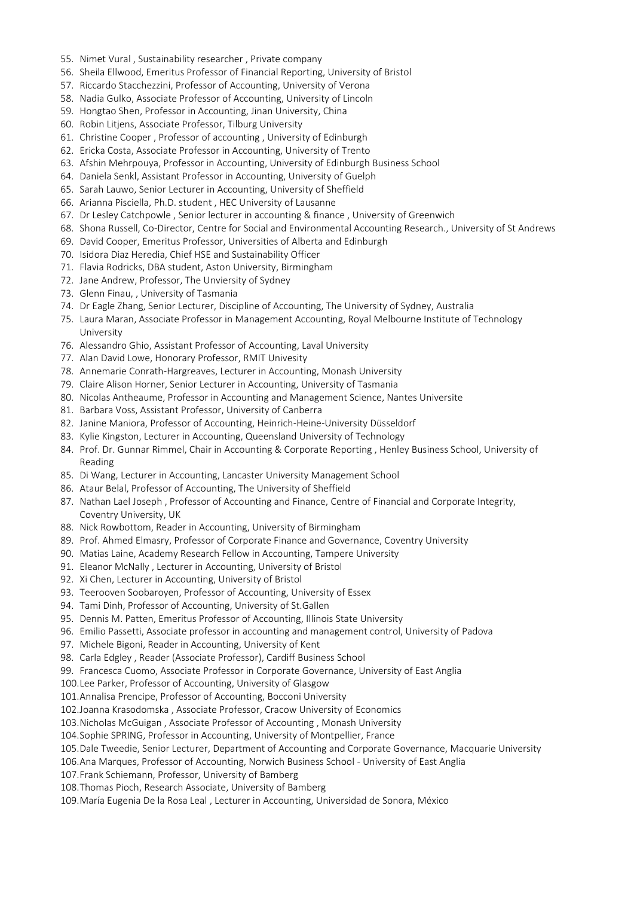55. Nimet Vural , Sustainability researcher , Private company
56. Sheila Ellwood, Emeritus Professor of Financial Reporting, University of Bristol
57. Riccardo Stacchezzini, Professor of Accounting, University of Verona
58. Nadia Gulko, Associate Professor of Accounting, University of Lincoln
59. Hongtao Shen, Professor in Accounting, Jinan University, China
60. Robin Litjens, Associate Professor, Tilburg University
61. Christine Cooper , Professor of accounting , University of Edinburgh
62. Ericka Costa, Associate Professor in Accounting, University of Trento
63. Afshin Mehrpouya, Professor in Accounting, University of Edinburgh Business School
64. Daniela Senkl, Assistant Professor in Accounting, University of Guelph
65. Sarah Lauwo, Senior Lecturer in Accounting, University of Sheffield
66. Arianna Pisciella, Ph.D. student , HEC University of Lausanne
67. Dr Lesley Catchpowle , Senior lecturer in accounting & finance , University of Greenwich
68. Shona Russell, Co-Director, Centre for Social and Environmental Accounting Research., University of St Andrews
69. David Cooper, Emeritus Professor, Universities of Alberta and Edinburgh
70. Isidora Diaz Heredia, Chief HSE and Sustainability Officer
71. Flavia Rodricks, DBA student, Aston University, Birmingham
72. Jane Andrew, Professor, The Unviersity of Sydney
73. Glenn Finau, , University of Tasmania
74. Dr Eagle Zhang, Senior Lecturer, Discipline of Accounting, The University of Sydney, Australia
75. Laura Maran, Associate Professor in Management Accounting, Royal Melbourne Institute of Technology University
76. Alessandro Ghio, Assistant Professor of Accounting, Laval University
77. Alan David Lowe, Honorary Professor, RMIT Univesity
78. Annemarie Conrath-Hargreaves, Lecturer in Accounting, Monash University
79. Claire Alison Horner, Senior Lecturer in Accounting, University of Tasmania
80. Nicolas Antheaume, Professor in Accounting and Management Science, Nantes Universite
81. Barbara Voss, Assistant Professor, University of Canberra
82. Janine Maniora, Professor of Accounting, Heinrich-Heine-University Düsseldorf
83. Kylie Kingston, Lecturer in Accounting, Queensland University of Technology
84. Prof. Dr. Gunnar Rimmel, Chair in Accounting & Corporate Reporting , Henley Business School, University of Reading
85. Di Wang, Lecturer in Accounting, Lancaster University Management School
86. Ataur Belal, Professor of Accounting, The University of Sheffield
87. Nathan Lael Joseph , Professor of Accounting and Finance, Centre of Financial and Corporate Integrity, Coventry University, UK
88. Nick Rowbottom, Reader in Accounting, University of Birmingham
89. Prof. Ahmed Elmasry, Professor of Corporate Finance and Governance, Coventry University
90. Matias Laine, Academy Research Fellow in Accounting, Tampere University
91. Eleanor McNally , Lecturer in Accounting, University of Bristol
92. Xi Chen, Lecturer in Accounting, University of Bristol
93. Teerooven Soobaroyen, Professor of Accounting, University of Essex
94. Tami Dinh, Professor of Accounting, University of St.Gallen
95. Dennis M. Patten, Emeritus Professor of Accounting, Illinois State University
96. Emilio Passetti, Associate professor in accounting and management control, University of Padova
97. Michele Bigoni, Reader in Accounting, University of Kent
98. Carla Edgley , Reader (Associate Professor), Cardiff Business School
99. Francesca Cuomo, Associate Professor in Corporate Governance, University of East Anglia
100. Lee Parker, Professor of Accounting, University of Glasgow
101. Annalisa Prencipe, Professor of Accounting, Bocconi University
102. Joanna Krasodomska , Associate Professor, Cracow University of Economics
103. Nicholas McGuigan , Associate Professor of Accounting , Monash University
104. Sophie SPRING, Professor in Accounting, University of Montpellier, France
105. Dale Tweedie, Senior Lecturer, Department of Accounting and Corporate Governance, Macquarie University
106. Ana Marques, Professor of Accounting, Norwich Business School - University of East Anglia
107. Frank Schiemann, Professor, University of Bamberg
108. Thomas Pioch, Research Associate, University of Bamberg
109. María Eugenia De la Rosa Leal , Lecturer in Accounting, Universidad de Sonora, México